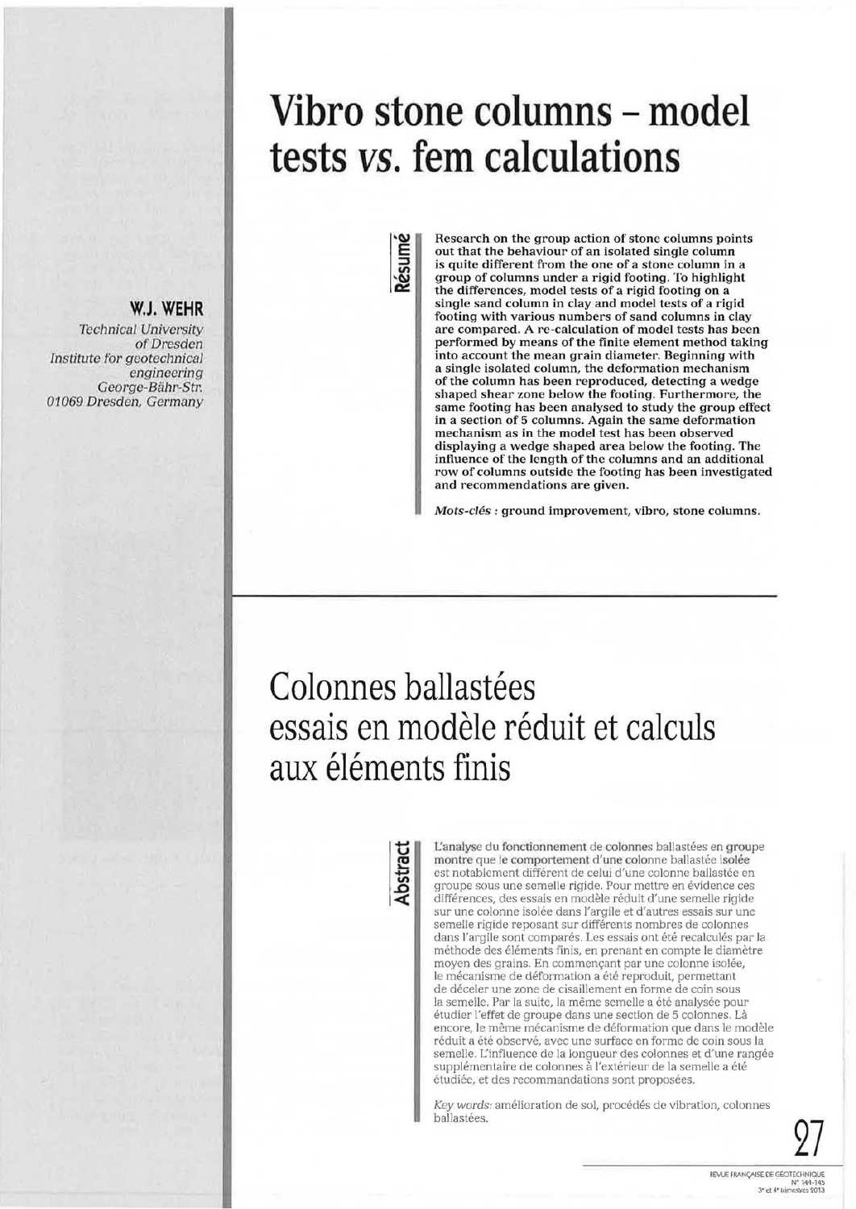# Vibro stone columns – model tests *vs.* fem calculations

**W.J. WEHR**

*Technical University of Dresden*
*Institute for geotechnical engineering*
*George-Bähr-Str.*
*01069 Dresden, Germany*

**Résumé**

Research on the group action of stone columns points out that the behaviour of an isolated single column is quite different from the one of a stone column in a group of columns under a rigid footing. To highlight the differences, model tests of a rigid footing on a single sand column in clay and model tests of a rigid footing with various numbers of sand columns in clay are compared. A re-calculation of model tests has been performed by means of the finite element method taking into account the mean grain diameter. Beginning with a single isolated column, the deformation mechanism of the column has been reproduced, detecting a wedge shaped shear zone below the footing. Furthermore, the same footing has been analysed to study the group effect in a section of 5 columns. Again the same deformation mechanism as in the model test has been observed displaying a wedge shaped area below the footing. The influence of the length of the columns and an additional row of columns outside the footing has been investigated and recommendations are given.

*Mots-clés* : ground improvement, vibro, stone columns.

# Colonnes ballastées essais en modèle réduit et calculs aux éléments finis

**Abstract**

L'analyse du fonctionnement de colonnes ballastées en groupe montre que le comportement d'une colonne ballastée isolée est notablement différent de celui d'une colonne ballastée en groupe sous une semelle rigide. Pour mettre en évidence ces différences, des essais en modèle réduit d'une semelle rigide sur une colonne isolée dans l'argile et d'autres essais sur une semelle rigide reposant sur différents nombres de colonnes dans l'argile sont comparés. Les essais ont été recalculés par la méthode des éléments finis, en prenant en compte le diamètre moyen des grains. En commençant par une colonne isolée, le mécanisme de déformation a été reproduit, permettant de déceler une zone de cisaillement en forme de coin sous la semelle. Par la suite, la même semelle a été analysée pour étudier l'effet de groupe dans une section de 5 colonnes. Là encore, le même mécanisme de déformation que dans le modèle réduit a été observé, avec une surface en forme de coin sous la semelle. L'influence de la longueur des colonnes et d'une rangée supplémentaire de colonnes à l'extérieur de la semelle a été étudiée, et des recommandations sont proposées.

*Key words:* amélioration de sol, procédés de vibration, colonnes ballastées.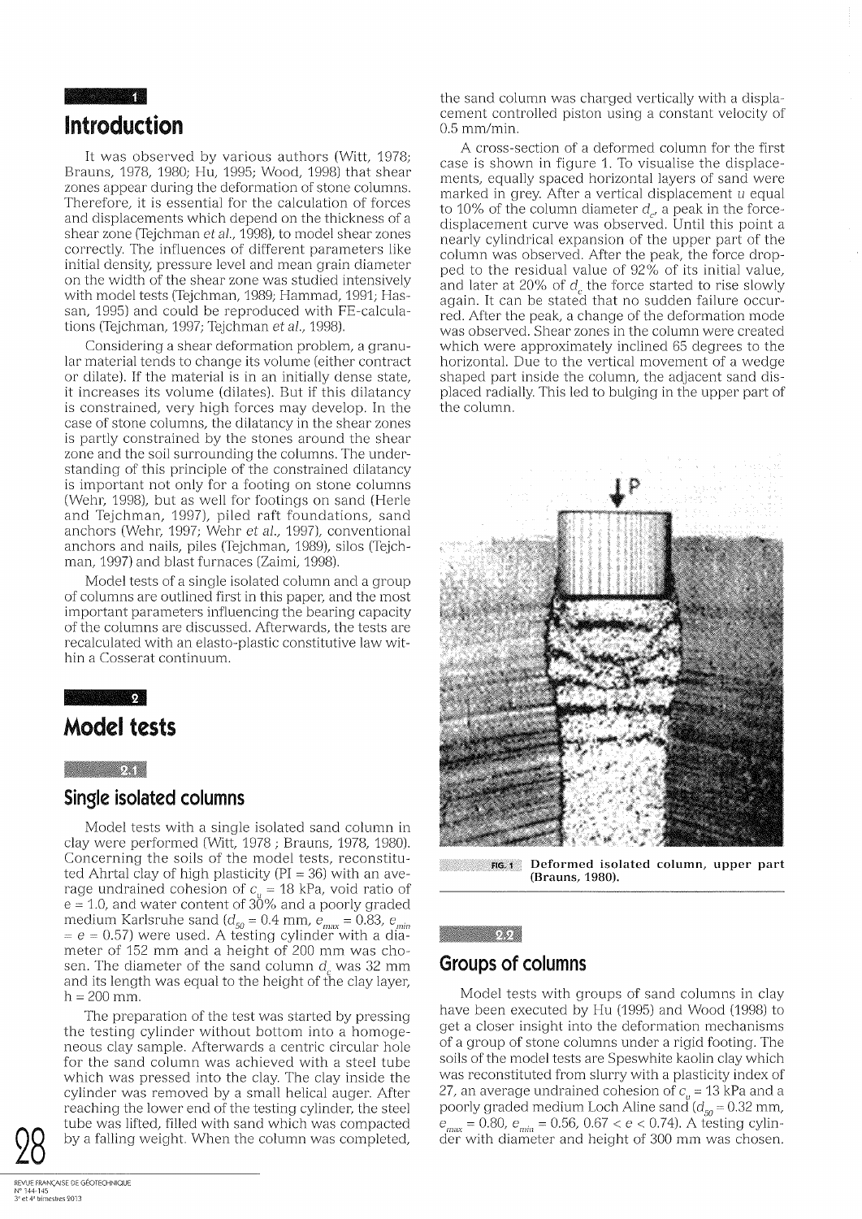# 1 Introduction

It was observed by various authors (Witt, 1978; Brauns, 1978, 1980; Hu, 1995; Wood, 1998) that shear zones appear during the deformation of stone columns. Therefore, it is essential for the calculation of forces and displacements which depend on the thickness of a shear zone (Tejchman *et al.*, 1998), to model shear zones correctly. The influences of different parameters like initial density, pressure level and mean grain diameter on the width of the shear zone was studied intensively with model tests (Tejchman, 1989; Hammad, 1991; Hassan, 1995) and could be reproduced with FE-calculations (Tejchman, 1997; Tejchman *et al.*, 1998).

Considering a shear deformation problem, a granular material tends to change its volume (either contract or dilate). If the material is in an initially dense state, it increases its volume (dilates). But if this dilatancy is constrained, very high forces may develop. In the case of stone columns, the dilatancy in the shear zones is partly constrained by the stones around the shear zone and the soil surrounding the columns. The understanding of this principle of the constrained dilatancy is important not only for a footing on stone columns (Wehr, 1998), but as well for footings on sand (Herle and Tejchman, 1997), piled raft foundations, sand anchors (Wehr, 1997; Wehr *et al.*, 1997), conventional anchors and nails, piles (Tejchman, 1989), silos (Tejchman, 1997) and blast furnaces (Zaimi, 1998).

Model tests of a single isolated column and a group of columns are outlined first in this paper, and the most important parameters influencing the bearing capacity of the columns are discussed. Afterwards, the tests are recalculated with an elasto-plastic constitutive law within a Cosserat continuum.

# 2 Model tests

## 2.1 Single isolated columns

Model tests with a single isolated sand column in clay were performed (Witt, 1978 ; Brauns, 1978, 1980). Concerning the soils of the model tests, reconstituted Ahrtal clay of high plasticity (PI = 36) with an average undrained cohesion of $c_u$ = 18 kPa, void ratio of e = 1.0, and water content of 30% and a poorly graded medium Karlsruhe sand ($d_{50}$ = 0.4 mm, $e_{max}$ = 0.83, $e_{min}$ = e = 0.57) were used. A testing cylinder with a diameter of 152 mm and a height of 200 mm was chosen. The diameter of the sand column $d_c$ was 32 mm and its length was equal to the height of the clay layer, h = 200 mm.

The preparation of the test was started by pressing the testing cylinder without bottom into a homogeneous clay sample. Afterwards a centric circular hole for the sand column was achieved with a steel tube which was pressed into the clay. The clay inside the cylinder was removed by a small helical auger. After reaching the lower end of the testing cylinder, the steel tube was lifted, filled with sand which was compacted by a falling weight. When the column was completed, the sand column was charged vertically with a displacement controlled piston using a constant velocity of 0.5 mm/min.

A cross-section of a deformed column for the first case is shown in figure 1. To visualise the displacements, equally spaced horizontal layers of sand were marked in grey. After a vertical displacement u equal to 10% of the column diameter $d_c$, a peak in the force-displacement curve was observed. Until this point a nearly cylindrical expansion of the upper part of the column was observed. After the peak, the force dropped to the residual value of 92% of its initial value, and later at 20% of $d_c$ the force started to rise slowly again. It can be stated that no sudden failure occurred. After the peak, a change of the deformation mode was observed. Shear zones in the column were created which were approximately inclined 65 degrees to the horizontal. Due to the vertical movement of a wedge shaped part inside the column, the adjacent sand displaced radially. This led to bulging in the upper part of the column.

FIG. 1 Deformed isolated column, upper part (Brauns, 1980).

## 2.2 Groups of columns

Model tests with groups of sand columns in clay have been executed by Hu (1995) and Wood (1998) to get a closer insight into the deformation mechanisms of a group of stone columns under a rigid footing. The soils of the model tests are Speswhite kaolin clay which was reconstituted from slurry with a plasticity index of 27, an average undrained cohesion of $c_u$ = 13 kPa and a poorly graded medium Loch Aline sand ($d_{50}$ = 0.32 mm, $e_{max}$ = 0.80, $e_{min}$ = 0.56, 0.67 < e < 0.74). A testing cylinder with diameter and height of 300 mm was chosen.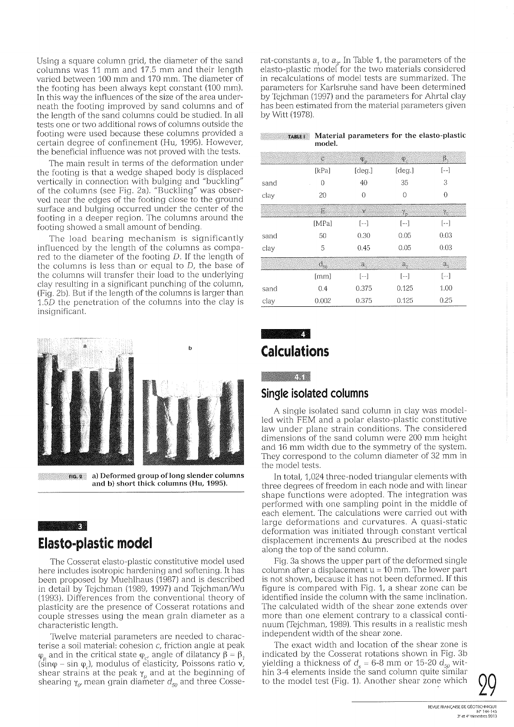Using a square column grid, the diameter of the sand columns was 11 mm and 17.5 mm and their length varied between 100 mm and 170 mm. The diameter of the footing has been always kept constant (100 mm). In this way the influences of the size of the area underneath the footing improved by sand columns and of the length of the sand columns could be studied. In all tests one or two additional rows of columns outside the footing were used because these columns provided a certain degree of confinement (Hu, 1995). However, the beneficial influence was not proved with the tests.

The main result in terms of the deformation under the footing is that a wedge shaped body is displaced vertically in connection with bulging and "buckling" of the columns (see Fig. 2a). "Buckling" was observed near the edges of the footing close to the ground surface and bulging occurred under the center of the footing in a deeper region. The columns around the footing showed a small amount of bending.

The load bearing mechanism is significantly influenced by the length of the columns as compared to the diameter of the footing $D$. If the length of the columns is less than or equal to $D$, the base of the columns will transfer their load to the underlying clay resulting in a significant punching of the column, (Fig. 2b). But if the length of the columns is larger than $1.5D$ the penetration of the columns into the clay is insignificant.

FIG. 2 a) Deformed group of long slender columns and b) short thick columns (Hu, 1995).

# 3 Elasto-plastic model

The Cosserat elasto-plastic constitutive model used here includes isotropic hardening and softening. It has been proposed by Muehlhaus (1987) and is described in detail by Tejchman (1989, 1997) and Tejchman/Wu (1993). Differences from the conventional theory of plasticity are the presence of Cosserat rotations and couple stresses using the mean grain diameter as a characteristic length.

Twelve material parameters are needed to characterise a soil material: cohesion $c$, friction angle at peak $\varphi_p$ and in the critical state $\varphi_c$, angle of dilatancy $\beta = \beta_1$ $(\sin\varphi - \sin\varphi_c)$, modulus of elasticity, Poissons ratio $\nu$, shear strains at the peak $\gamma_p$ and at the beginning of shearing $\gamma_0$, mean grain diameter $d_{50}$ and three Cosserat-constants $a_1$ to $a_3$. In Table 1, the parameters of the elasto-plastic model for the two materials considered in recalculations of model tests are summarized. The parameters for Karlsruhe sand have been determined by Tejchman (1997) and the parameters for Ahrtal clay has been estimated from the material parameters given by Witt (1978).

TABLE I Material parameters for the elasto-plastic model.

| | $c$ | $\varphi_p$ | $\varphi_c$ | $\beta_1$ |
|---|---|---|---|---|
| | [kPa] | [deg.] | [deg.] | [--] |
| sand | 0 | 40 | 35 | 3 |
| clay | 20 | 0 | 0 | 0 |
| | $E$ | $\nu$ | $\gamma_p$ | $\gamma_0$ |
| | [MPa] | [--] | [--] | [--] |
| sand | 50 | 0.30 | 0.05 | 0.03 |
| clay | 5 | 0.45 | 0.05 | 0.03 |
| | $d_{50}$ | $a_1$ | $a_2$ | $a_3$ |
| | [mm] | [--] | [--] | [--] |
| sand | 0.4 | 0.375 | 0.125 | 1.00 |
| clay | 0.002 | 0.375 | 0.125 | 0.25 |

# 4 Calculations

## 4.1 Single isolated columns

A single isolated sand column in clay was modelled with FEM and a polar elasto-plastic constitutive law under plane strain conditions. The considered dimensions of the sand column were 200 mm height and 16 mm width due to the symmetry of the system. They correspond to the column diameter of 32 mm in the model tests.

In total, 1,024 three-noded triangular elements with three degrees of freedom in each node and with linear shape functions were adopted. The integration was performed with one sampling point in the middle of each element. The calculations were carried out with large deformations and curvatures. A quasi-static deformation was initiated through constant vertical displacement increments $\Delta u$ prescribed at the nodes along the top of the sand column.

Fig. 3a shows the upper part of the deformed single column after a displacement $u = 10$ mm. The lower part is not shown, because it has not been deformed. If this figure is compared with Fig. 1, a shear zone can be identified inside the column with the same inclination. The calculated width of the shear zone extends over more than one element contrary to a classical continuum (Tejchman, 1989). This results in a realistic mesh independent width of the shear zone.

The exact width and location of the shear zone is indicated by the Cosserat rotations shown in Fig. 3b yielding a thickness of $d_s$ = 6-8 mm or 15-20 $d_{50}$ within 3-4 elements inside the sand column quite similar to the model test (Fig. 1). Another shear zone which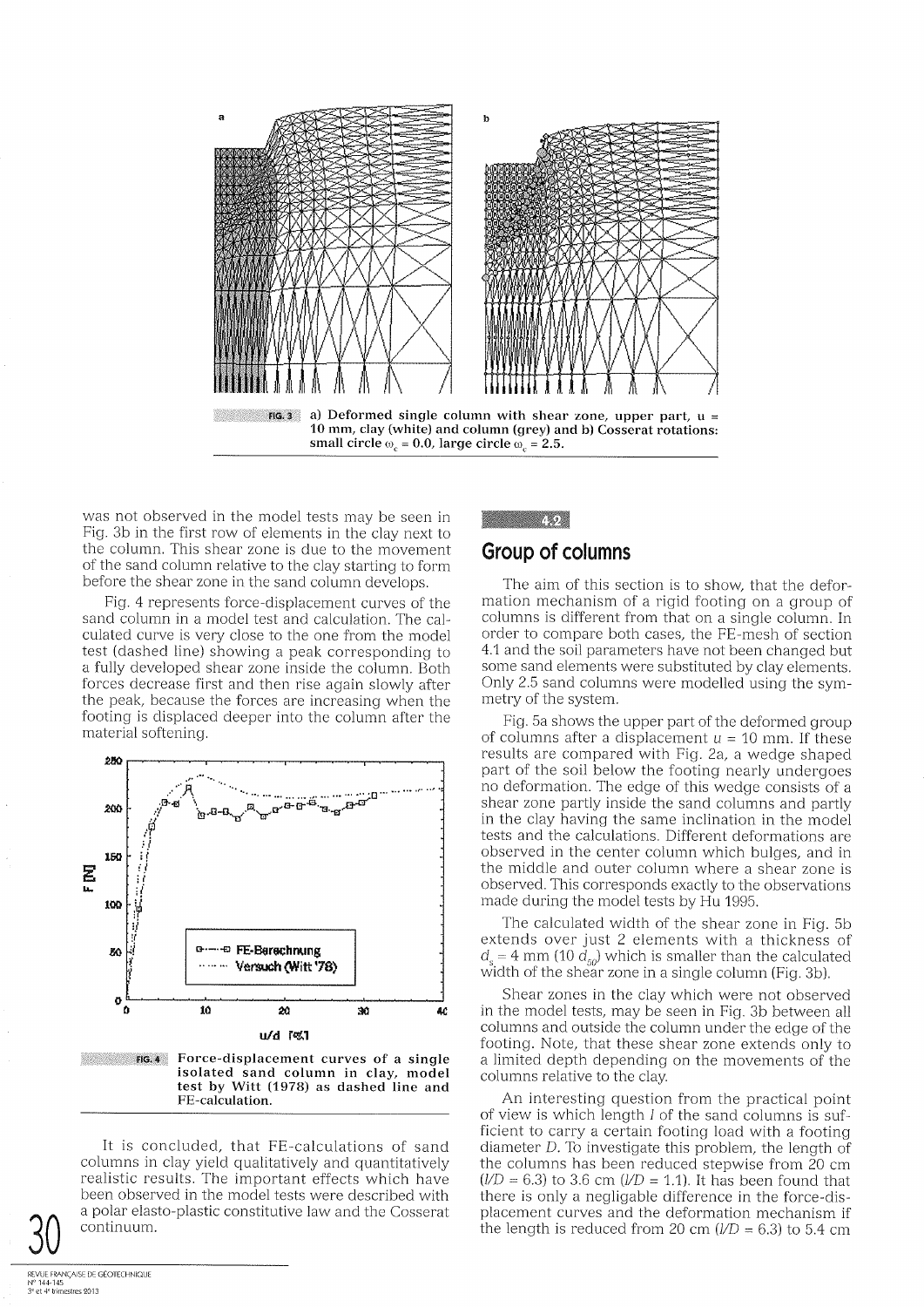FIG. 3 a) Deformed single column with shear zone, upper part, $u$ = 10 mm, clay (white) and column (grey) and b) Cosserat rotations: small circle $\omega_c = 0.0$, large circle $\omega_c = 2.5$.

was not observed in the model tests may be seen in Fig. 3b in the first row of elements in the clay next to the column. This shear zone is due to the movement of the sand column relative to the clay starting to form before the shear zone in the sand column develops.

Fig. 4 represents force-displacement curves of the sand column in a model test and calculation. The calculated curve is very close to the one from the model test (dashed line) showing a peak corresponding to a fully developed shear zone inside the column. Both forces decrease first and then rise again slowly after the peak, because the forces are increasing when the footing is displaced deeper into the column after the material softening.

FIG. 4 Force-displacement curves of a single isolated sand column in clay, model test by Witt (1978) as dashed line and FE-calculation.

It is concluded, that FE-calculations of sand columns in clay yield qualitatively and quantitatively realistic results. The important effects which have been observed in the model tests were described with a polar elasto-plastic constitutive law and the Cosserat continuum.

### 4.2

## Group of columns

The aim of this section is to show, that the deformation mechanism of a rigid footing on a group of columns is different from that on a single column. In order to compare both cases, the FE-mesh of section 4.1 and the soil parameters have not been changed but some sand elements were substituted by clay elements. Only 2.5 sand columns were modelled using the symmetry of the system.

Fig. 5a shows the upper part of the deformed group of columns after a displacement $u$ = 10 mm. If these results are compared with Fig. 2a, a wedge shaped part of the soil below the footing nearly undergoes no deformation. The edge of this wedge consists of a shear zone partly inside the sand columns and partly in the clay having the same inclination in the model tests and the calculations. Different deformations are observed in the center column which bulges, and in the middle and outer column where a shear zone is observed. This corresponds exactly to the observations made during the model tests by Hu 1995.

The calculated width of the shear zone in Fig. 5b extends over just 2 elements with a thickness of $d_s$ = 4 mm (10 $d_{50}$) which is smaller than the calculated width of the shear zone in a single column (Fig. 3b).

Shear zones in the clay which were not observed in the model tests, may be seen in Fig. 3b between all columns and outside the column under the edge of the footing. Note, that these shear zone extends only to a limited depth depending on the movements of the columns relative to the clay.

An interesting question from the practical point of view is which length $l$ of the sand columns is sufficient to carry a certain footing load with a footing diameter $D$. To investigate this problem, the length of the columns has been reduced stepwise from 20 cm ($l/D$ = 6.3) to 3.6 cm ($l/D$ = 1.1). It has been found that there is only a negligable difference in the force-displacement curves and the deformation mechanism if the length is reduced from 20 cm ($l/D$ = 6.3) to 5.4 cm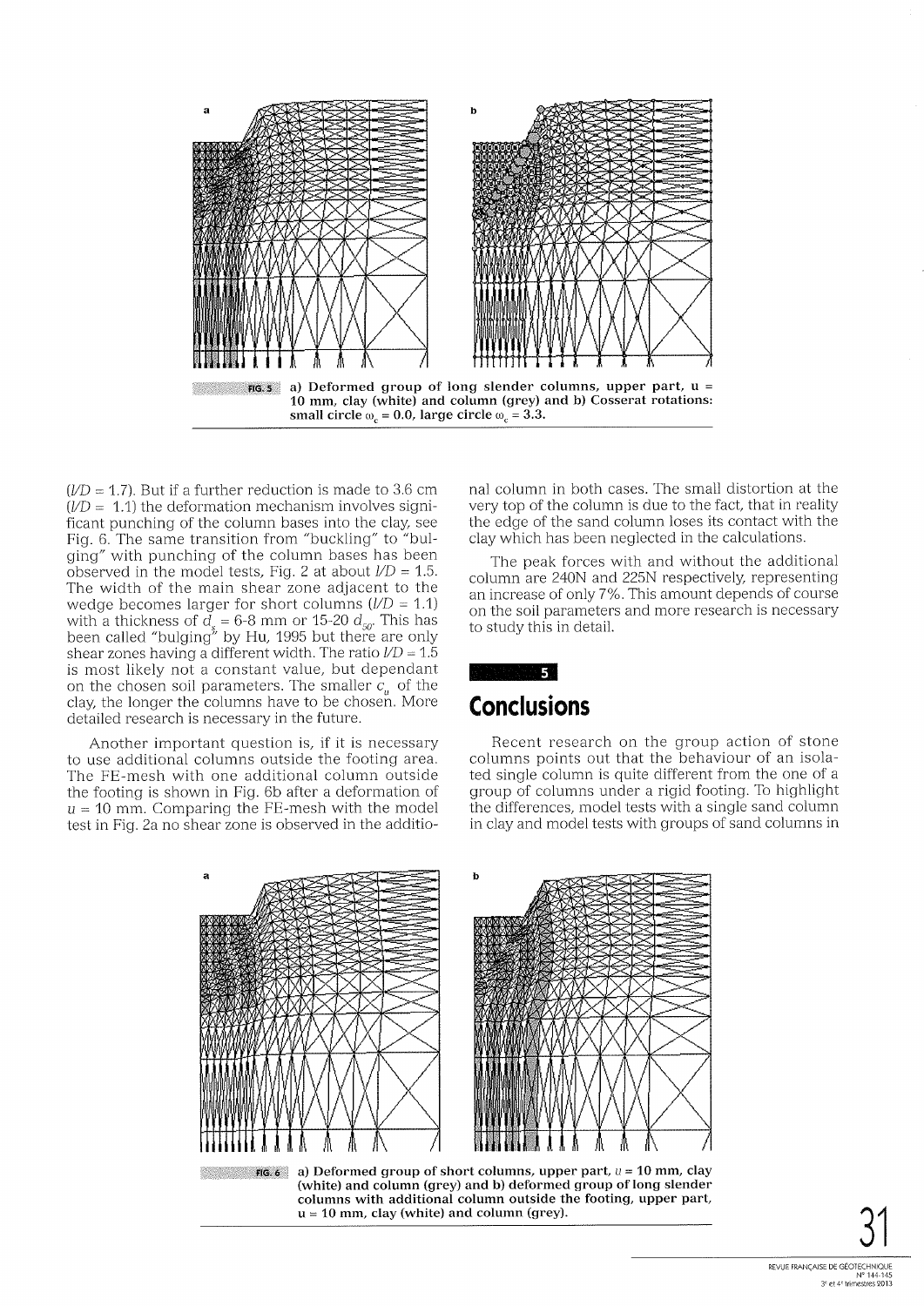FIG. 5 a) Deformed group of long slender columns, upper part, u = 10 mm, clay (white) and column (grey) and b) Cosserat rotations: small circle $\omega_c = 0.0$, large circle $\omega_c = 3.3$.

($l/D = 1.7$). But if a further reduction is made to 3.6 cm ($l/D = 1.1$) the deformation mechanism involves significant punching of the column bases into the clay, see Fig. 6. The same transition from "buckling" to "bulging" with punching of the column bases has been observed in the model tests, Fig. 2 at about $l/D = 1.5$. The width of the main shear zone adjacent to the wedge becomes larger for short columns ($l/D = 1.1$) with a thickness of $d_s = 6\text{-}8$ mm or 15-20 $d_{50}$. This has been called "bulging" by Hu, 1995 but there are only shear zones having a different width. The ratio $l/D = 1.5$ is most likely not a constant value, but dependant on the chosen soil parameters. The smaller $c_u$ of the clay, the longer the columns have to be chosen. More detailed research is necessary in the future.

Another important question is, if it is necessary to use additional columns outside the footing area. The FE-mesh with one additional column outside the footing is shown in Fig. 6b after a deformation of $u = 10$ mm. Comparing the FE-mesh with the model test in Fig. 2a no shear zone is observed in the additional column in both cases. The small distortion at the very top of the column is due to the fact, that in reality the edge of the sand column loses its contact with the clay which has been neglected in the calculations.

The peak forces with and without the additional column are 240N and 225N respectively, representing an increase of only 7%. This amount depends of course on the soil parameters and more research is necessary to study this in detail.

## 5 Conclusions

Recent research on the group action of stone columns points out that the behaviour of an isolated single column is quite different from the one of a group of columns under a rigid footing. To highlight the differences, model tests with a single sand column in clay and model tests with groups of sand columns in

FIG. 6 a) Deformed group of short columns, upper part, $u = 10$ mm, clay (white) and column (grey) and b) deformed group of long slender columns with additional column outside the footing, upper part, $u = 10$ mm, clay (white) and column (grey).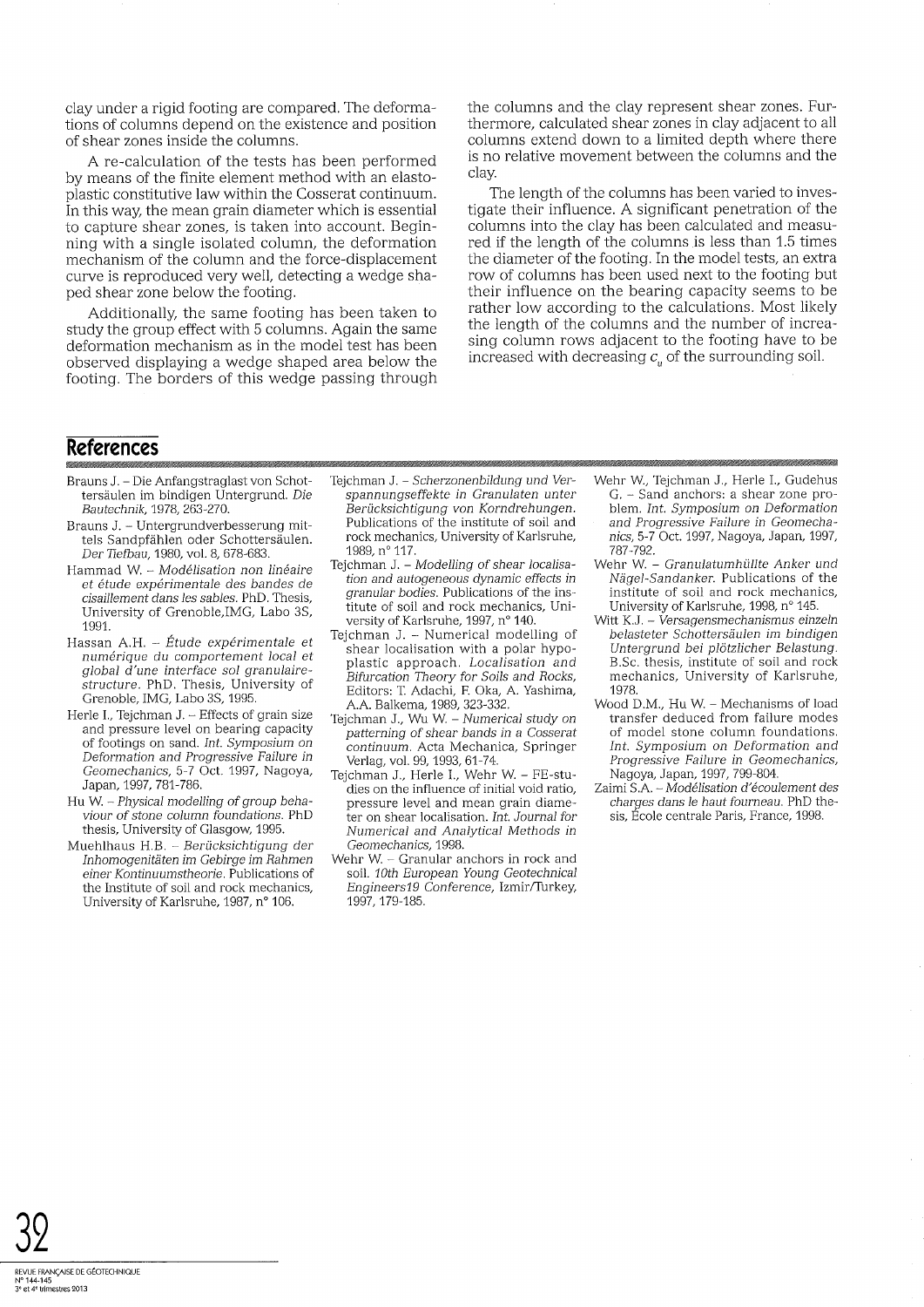clay under a rigid footing are compared. The deformations of columns depend on the existence and position of shear zones inside the columns.

A re-calculation of the tests has been performed by means of the finite element method with an elasto-plastic constitutive law within the Cosserat continuum. In this way, the mean grain diameter which is essential to capture shear zones, is taken into account. Beginning with a single isolated column, the deformation mechanism of the column and the force-displacement curve is reproduced very well, detecting a wedge shaped shear zone below the footing.

Additionally, the same footing has been taken to study the group effect with 5 columns. Again the same deformation mechanism as in the model test has been observed displaying a wedge shaped area below the footing. The borders of this wedge passing through the columns and the clay represent shear zones. Furthermore, calculated shear zones in clay adjacent to all columns extend down to a limited depth where there is no relative movement between the columns and the clay.

The length of the columns has been varied to investigate their influence. A significant penetration of the columns into the clay has been calculated and measured if the length of the columns is less than 1.5 times the diameter of the footing. In the model tests, an extra row of columns has been used next to the footing but their influence on the bearing capacity seems to be rather low according to the calculations. Most likely the length of the columns and the number of increasing column rows adjacent to the footing have to be increased with decreasing $c_u$ of the surrounding soil.

## References

Brauns J. – Die Anfangstraglast von Schottersäulen im bindigen Untergrund. *Die Bautechnik*, 1978, 263-270.

Brauns J. – Untergrundverbesserung mittels Sandpfählen oder Schottersäulen. *Der Tiefbau*, 1980, vol. 8, 678-683.

Hammad W. – *Modélisation non linéaire et étude expérimentale des bandes de cisaillement dans les sables*. PhD. Thesis, University of Grenoble,IMG, Labo 3S, 1991.

Hassan A.H. – *Étude expérimentale et numérique du comportement local et global d'une interface sol granulaire-structure*. PhD. Thesis, University of Grenoble, IMG, Labo 3S, 1995.

Herle I., Tejchman J. – Effects of grain size and pressure level on bearing capacity of footings on sand. *Int. Symposium on Deformation and Progressive Failure in Geomechanics*, 5-7 Oct. 1997, Nagoya, Japan, 1997, 781-786.

Hu W. – *Physical modelling of group behaviour of stone column foundations*. PhD thesis, University of Glasgow, 1995.

Muehlhaus H.B. – *Berücksichtigung der Inhomogenitäten im Gebirge im Rahmen einer Kontinuumstheorie*. Publications of the Institute of soil and rock mechanics, University of Karlsruhe, 1987, n° 106.

Tejchman J. – *Scherzonenbildung und Verspannungseffekte in Granulaten unter Berücksichtigung von Korndrehungen*. Publications of the institute of soil and rock mechanics, University of Karlsruhe, 1989, n° 117.

Tejchman J. – *Modelling of shear localisation and autogeneous dynamic effects in granular bodies*. Publications of the institute of soil and rock mechanics, University of Karlsruhe, 1997, n° 140.

Tejchman J. – Numerical modelling of shear localisation with a polar hypoplastic approach. *Localisation and Bifurcation Theory for Soils and Rocks*, Editors: T. Adachi, F. Oka, A. Yashima, A.A. Balkema, 1989, 323-332.

Tejchman J., Wu W. – *Numerical study on patterning of shear bands in a Cosserat continuum*. Acta Mechanica, Springer Verlag, vol. 99, 1993, 61-74.

Tejchman J., Herle I., Wehr W. – FE-studies on the influence of initial void ratio, pressure level and mean grain diameter on shear localisation. *Int. Journal for Numerical and Analytical Methods in Geomechanics*, 1998.

Wehr W. – Granular anchors in rock and soil. *10th European Young Geotechnical Engineers19 Conference*, Izmir/Turkey, 1997, 179-185.

Wehr W., Tejchman J., Herle I., Gudehus G. – Sand anchors: a shear zone problem. *Int. Symposium on Deformation and Progressive Failure in Geomechanics*, 5-7 Oct. 1997, Nagoya, Japan, 1997, 787-792.

Wehr W. – *Granulatumhüllte Anker und Nägel-Sandanker*. Publications of the institute of soil and rock mechanics, University of Karlsruhe, 1998, n° 145.

Witt K.J. – *Versagensmechanismus einzeln belasteter Schottersäulen im bindigen Untergrund bei plötzlicher Belastung*. B.Sc. thesis, institute of soil and rock mechanics, University of Karlsruhe, 1978.

Wood D.M., Hu W. – Mechanisms of load transfer deduced from failure modes of model stone column foundations. *Int. Symposium on Deformation and Progressive Failure in Geomechanics*, Nagoya, Japan, 1997, 799-804.

Zaimi S.A. – *Modélisation d'écoulement des charges dans le haut fourneau*. PhD thesis, École centrale Paris, France, 1998.